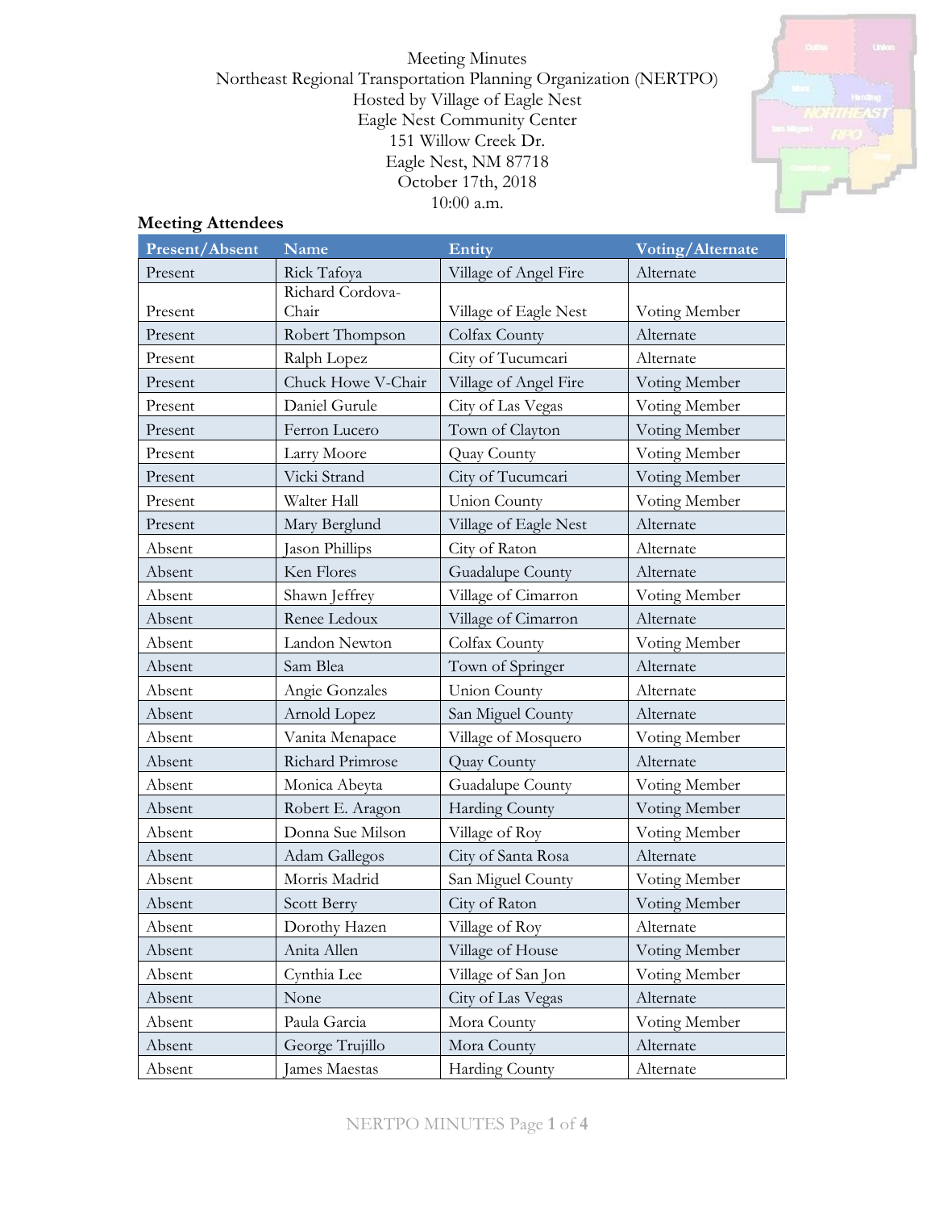Meeting Minutes
Northeast Regional Transportation Planning Organization (NERTPO)
Hosted by Village of Eagle Nest
Eagle Nest Community Center
151 Willow Creek Dr.
Eagle Nest, NM 87718
October 17th, 2018
10:00 a.m.

## Meeting Attendees

| Present/Absent | Name | Entity | Voting/Alternate |
|---|---|---|---|
| Present | Rick Tafoya | Village of Angel Fire | Alternate |
| Present | Richard Cordova-Chair | Village of Eagle Nest | Voting Member |
| Present | Robert Thompson | Colfax County | Alternate |
| Present | Ralph Lopez | City of Tucumcari | Alternate |
| Present | Chuck Howe V-Chair | Village of Angel Fire | Voting Member |
| Present | Daniel Gurule | City of Las Vegas | Voting Member |
| Present | Ferron Lucero | Town of Clayton | Voting Member |
| Present | Larry Moore | Quay County | Voting Member |
| Present | Vicki Strand | City of Tucumcari | Voting Member |
| Present | Walter Hall | Union County | Voting Member |
| Present | Mary Berglund | Village of Eagle Nest | Alternate |
| Absent | Jason Phillips | City of Raton | Alternate |
| Absent | Ken Flores | Guadalupe County | Alternate |
| Absent | Shawn Jeffrey | Village of Cimarron | Voting Member |
| Absent | Renee Ledoux | Village of Cimarron | Alternate |
| Absent | Landon Newton | Colfax County | Voting Member |
| Absent | Sam Blea | Town of Springer | Alternate |
| Absent | Angie Gonzales | Union County | Alternate |
| Absent | Arnold Lopez | San Miguel County | Alternate |
| Absent | Vanita Menapace | Village of Mosquero | Voting Member |
| Absent | Richard Primrose | Quay County | Alternate |
| Absent | Monica Abeyta | Guadalupe County | Voting Member |
| Absent | Robert E. Aragon | Harding County | Voting Member |
| Absent | Donna Sue Milson | Village of Roy | Voting Member |
| Absent | Adam Gallegos | City of Santa Rosa | Alternate |
| Absent | Morris Madrid | San Miguel County | Voting Member |
| Absent | Scott Berry | City of Raton | Voting Member |
| Absent | Dorothy Hazen | Village of Roy | Alternate |
| Absent | Anita Allen | Village of House | Voting Member |
| Absent | Cynthia Lee | Village of San Jon | Voting Member |
| Absent | None | City of Las Vegas | Alternate |
| Absent | Paula Garcia | Mora County | Voting Member |
| Absent | George Trujillo | Mora County | Alternate |
| Absent | James Maestas | Harding County | Alternate |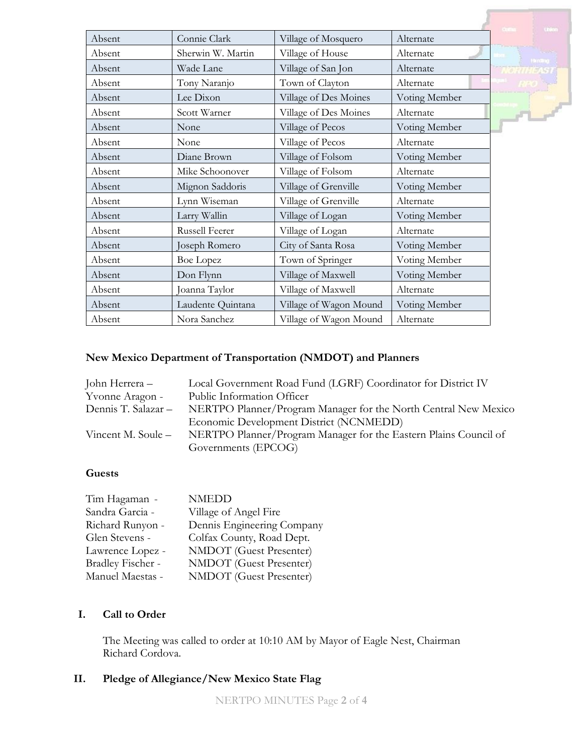| Absent | Connie Clark | Village of Mosquero | Alternate |
|---|---|---|---|
| Absent | Sherwin W. Martin | Village of House | Alternate |
| Absent | Wade Lane | Village of San Jon | Alternate |
| Absent | Tony Naranjo | Town of Clayton | Alternate |
| Absent | Lee Dixon | Village of Des Moines | Voting Member |
| Absent | Scott Warner | Village of Des Moines | Alternate |
| Absent | None | Village of Pecos | Voting Member |
| Absent | None | Village of Pecos | Alternate |
| Absent | Diane Brown | Village of Folsom | Voting Member |
| Absent | Mike Schoonover | Village of Folsom | Alternate |
| Absent | Mignon Saddoris | Village of Grenville | Voting Member |
| Absent | Lynn Wiseman | Village of Grenville | Alternate |
| Absent | Larry Wallin | Village of Logan | Voting Member |
| Absent | Russell Feerer | Village of Logan | Alternate |
| Absent | Joseph Romero | City of Santa Rosa | Voting Member |
| Absent | Boe Lopez | Town of Springer | Voting Member |
| Absent | Don Flynn | Village of Maxwell | Voting Member |
| Absent | Joanna Taylor | Village of Maxwell | Alternate |
| Absent | Laudente Quintana | Village of Wagon Mound | Voting Member |
| Absent | Nora Sanchez | Village of Wagon Mound | Alternate |

**New Mexico Department of Transportation (NMDOT) and Planners**

John Herrera – Local Government Road Fund (LGRF) Coordinator for District IV
Yvonne Aragon - Public Information Officer
Dennis T. Salazar – NERTPO Planner/Program Manager for the North Central New Mexico Economic Development District (NCNMEDD)
Vincent M. Soule – NERTPO Planner/Program Manager for the Eastern Plains Council of Governments (EPCOG)

**Guests**

Tim Hagaman - NMEDD
Sandra Garcia - Village of Angel Fire
Richard Runyon - Dennis Engineering Company
Glen Stevens - Colfax County, Road Dept.
Lawrence Lopez - NMDOT (Guest Presenter)
Bradley Fischer - NMDOT (Guest Presenter)
Manuel Maestas - NMDOT (Guest Presenter)

## I. Call to Order

The Meeting was called to order at 10:10 AM by Mayor of Eagle Nest, Chairman Richard Cordova.

## II. Pledge of Allegiance/New Mexico State Flag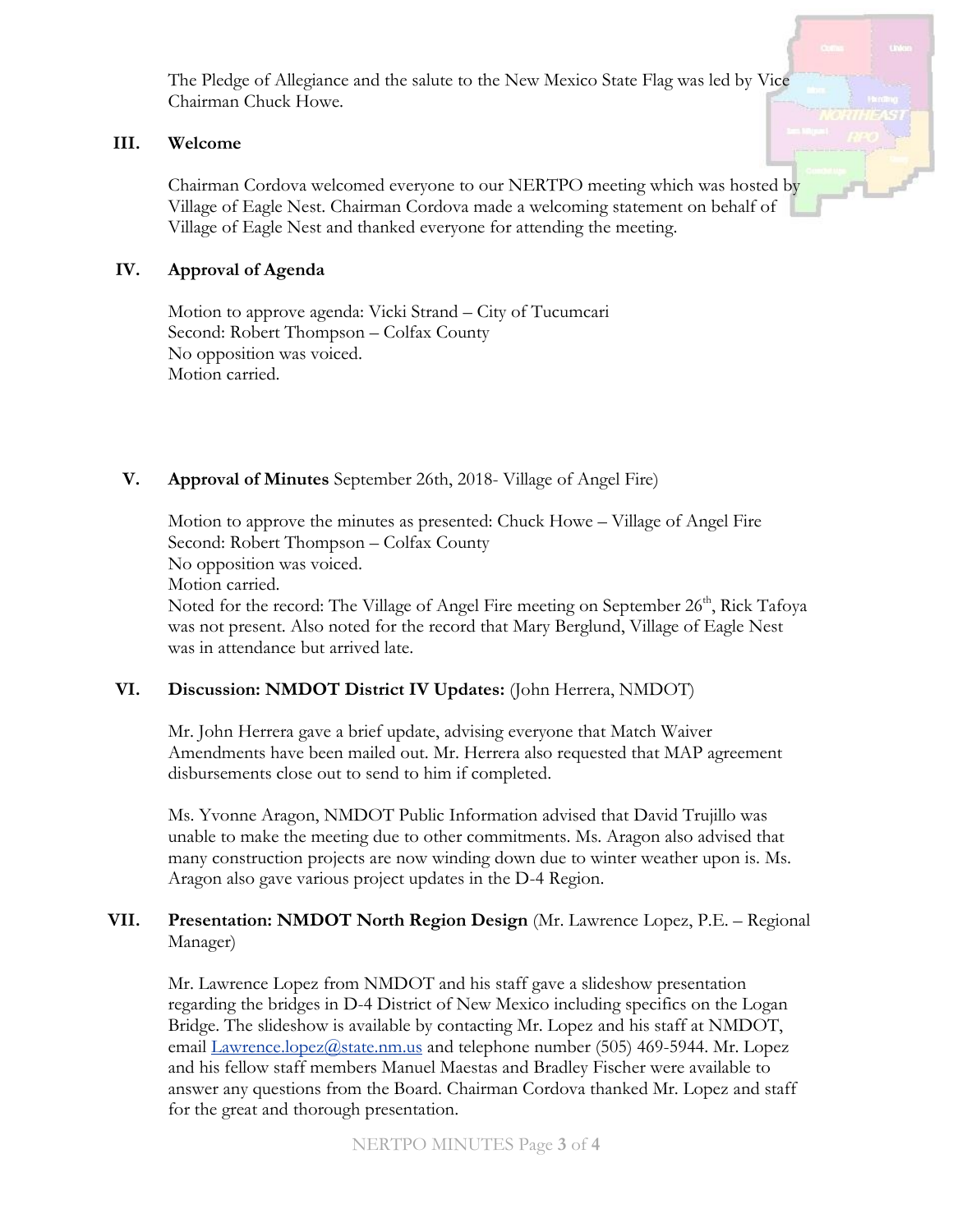The Pledge of Allegiance and the salute to the New Mexico State Flag was led by Vice Chairman Chuck Howe.

## III. Welcome

Chairman Cordova welcomed everyone to our NERTPO meeting which was hosted by Village of Eagle Nest. Chairman Cordova made a welcoming statement on behalf of Village of Eagle Nest and thanked everyone for attending the meeting.

## IV. Approval of Agenda

Motion to approve agenda: Vicki Strand – City of Tucumcari
Second: Robert Thompson – Colfax County
No opposition was voiced.
Motion carried.

## V. Approval of Minutes September 26th, 2018- Village of Angel Fire)

Motion to approve the minutes as presented: Chuck Howe – Village of Angel Fire
Second: Robert Thompson – Colfax County
No opposition was voiced.
Motion carried.
Noted for the record: The Village of Angel Fire meeting on September 26th, Rick Tafoya was not present. Also noted for the record that Mary Berglund, Village of Eagle Nest was in attendance but arrived late.

## VI. Discussion: NMDOT District IV Updates: (John Herrera, NMDOT)

Mr. John Herrera gave a brief update, advising everyone that Match Waiver Amendments have been mailed out. Mr. Herrera also requested that MAP agreement disbursements close out to send to him if completed.

Ms. Yvonne Aragon, NMDOT Public Information advised that David Trujillo was unable to make the meeting due to other commitments. Ms. Aragon also advised that many construction projects are now winding down due to winter weather upon is. Ms. Aragon also gave various project updates in the D-4 Region.

## VII. Presentation: NMDOT North Region Design (Mr. Lawrence Lopez, P.E. – Regional Manager)

Mr. Lawrence Lopez from NMDOT and his staff gave a slideshow presentation regarding the bridges in D-4 District of New Mexico including specifics on the Logan Bridge. The slideshow is available by contacting Mr. Lopez and his staff at NMDOT, email Lawrence.lopez@state.nm.us and telephone number (505) 469-5944. Mr. Lopez and his fellow staff members Manuel Maestas and Bradley Fischer were available to answer any questions from the Board. Chairman Cordova thanked Mr. Lopez and staff for the great and thorough presentation.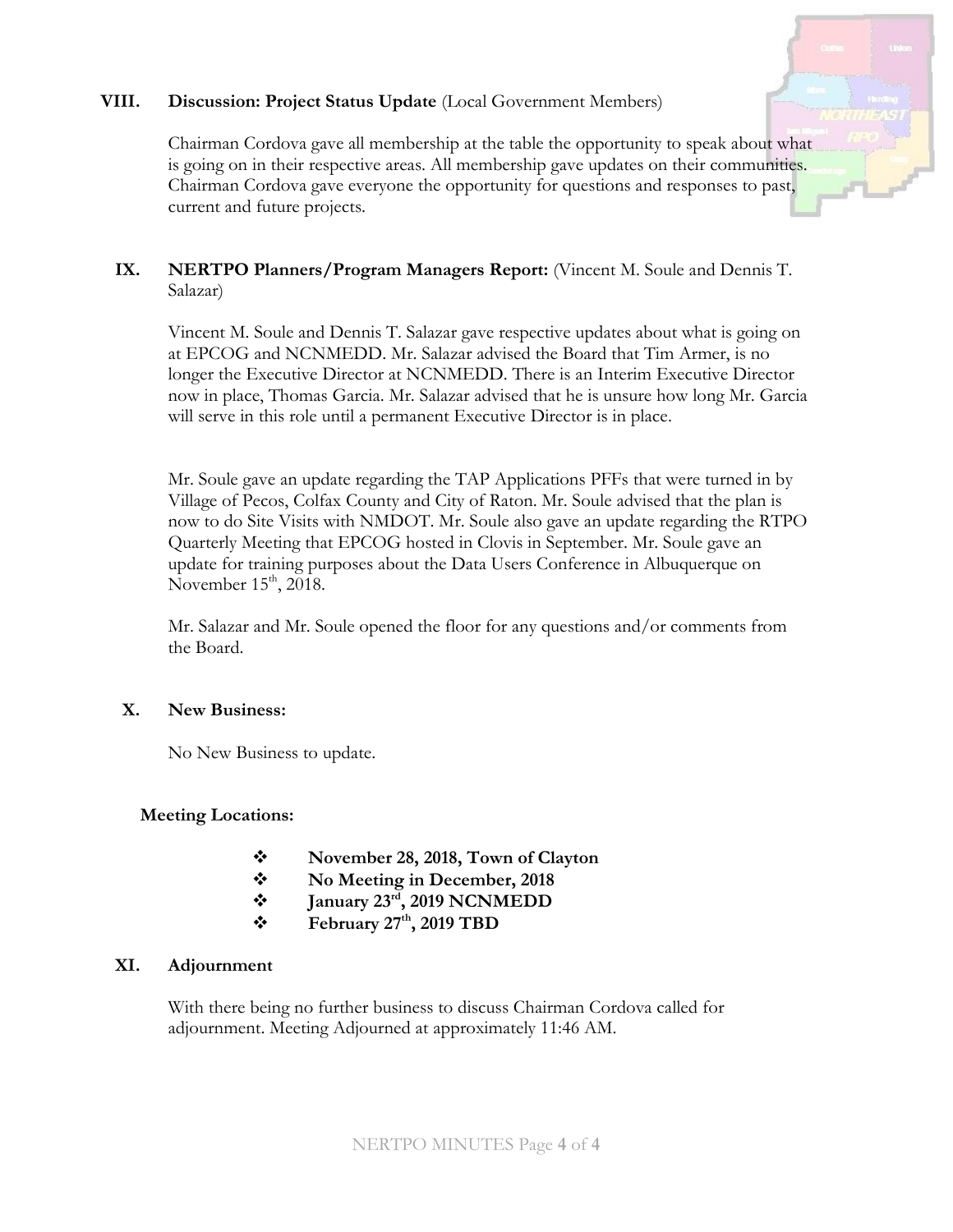## VIII. Discussion: Project Status Update (Local Government Members)

Chairman Cordova gave all membership at the table the opportunity to speak about what is going on in their respective areas. All membership gave updates on their communities. Chairman Cordova gave everyone the opportunity for questions and responses to past, current and future projects.

## IX. NERTPO Planners/Program Managers Report: (Vincent M. Soule and Dennis T. Salazar)

Vincent M. Soule and Dennis T. Salazar gave respective updates about what is going on at EPCOG and NCNMEDD. Mr. Salazar advised the Board that Tim Armer, is no longer the Executive Director at NCNMEDD. There is an Interim Executive Director now in place, Thomas Garcia. Mr. Salazar advised that he is unsure how long Mr. Garcia will serve in this role until a permanent Executive Director is in place.

Mr. Soule gave an update regarding the TAP Applications PFFs that were turned in by Village of Pecos, Colfax County and City of Raton. Mr. Soule advised that the plan is now to do Site Visits with NMDOT. Mr. Soule also gave an update regarding the RTPO Quarterly Meeting that EPCOG hosted in Clovis in September. Mr. Soule gave an update for training purposes about the Data Users Conference in Albuquerque on November 15th, 2018.

Mr. Salazar and Mr. Soule opened the floor for any questions and/or comments from the Board.

## X. New Business:

No New Business to update.

### Meeting Locations:

- **November 28, 2018, Town of Clayton**
- **No Meeting in December, 2018**
- **January 23rd, 2019 NCNMEDD**
- **February 27th, 2019 TBD**

## XI. Adjournment

With there being no further business to discuss Chairman Cordova called for adjournment. Meeting Adjourned at approximately 11:46 AM.